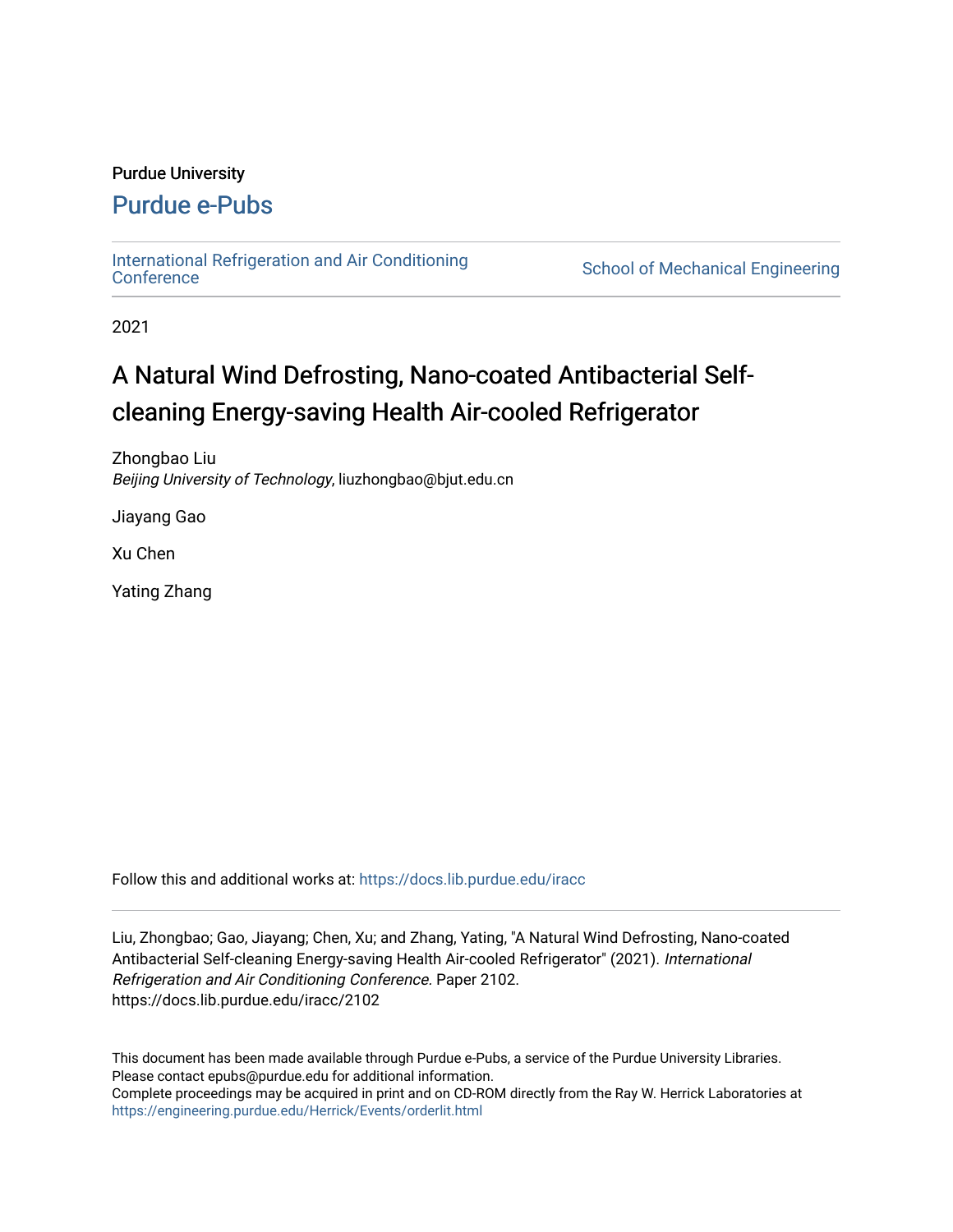Purdue University

# Purdue e-Pubs

International Refrigeration and Air Conditioning Conference | School of Mechanical Engineering

2021

# A Natural Wind Defrosting, Nano-coated Antibacterial Self-cleaning Energy-saving Health Air-cooled Refrigerator

Zhongbao Liu
*Beijing University of Technology*, liuzhongbao@bjut.edu.cn

Jiayang Gao

Xu Chen

Yating Zhang

Follow this and additional works at: https://docs.lib.purdue.edu/iracc

Liu, Zhongbao; Gao, Jiayang; Chen, Xu; and Zhang, Yating, "A Natural Wind Defrosting, Nano-coated Antibacterial Self-cleaning Energy-saving Health Air-cooled Refrigerator" (2021). *International Refrigeration and Air Conditioning Conference.* Paper 2102.
https://docs.lib.purdue.edu/iracc/2102

This document has been made available through Purdue e-Pubs, a service of the Purdue University Libraries. Please contact epubs@purdue.edu for additional information.
Complete proceedings may be acquired in print and on CD-ROM directly from the Ray W. Herrick Laboratories at https://engineering.purdue.edu/Herrick/Events/orderlit.html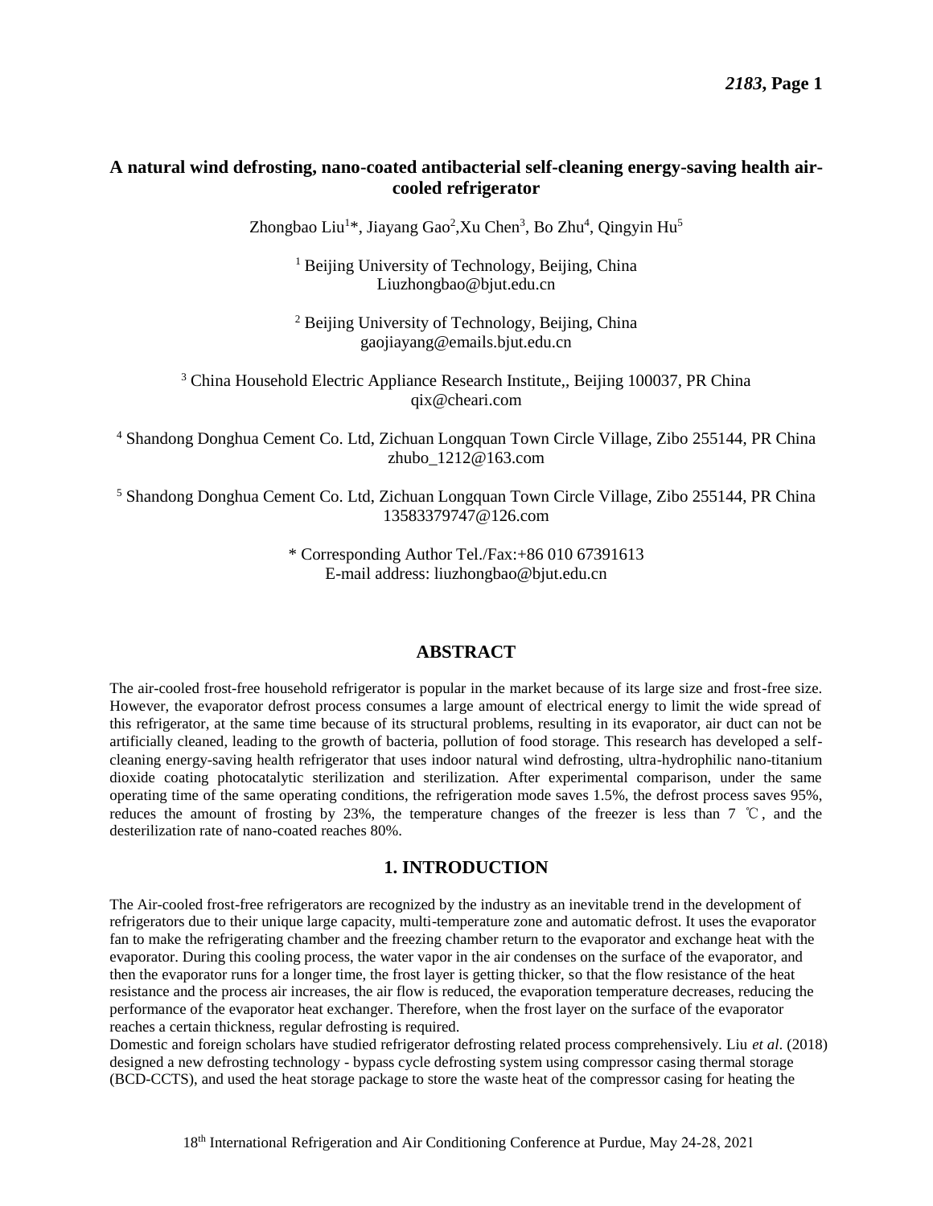# A natural wind defrosting, nano-coated antibacterial self-cleaning energy-saving health air-cooled refrigerator

Zhongbao Liu[1]*, Jiayang Gao[2],Xu Chen[3], Bo Zhu[4], Qingyin Hu[5]

[1] Beijing University of Technology, Beijing, China
Liuzhongbao@bjut.edu.cn

[2] Beijing University of Technology, Beijing, China
gaojiayang@emails.bjut.edu.cn

[3] China Household Electric Appliance Research Institute,, Beijing 100037, PR China
qix@cheari.com

[4] Shandong Donghua Cement Co. Ltd, Zichuan Longquan Town Circle Village, Zibo 255144, PR China
zhubo_1212@163.com

[5] Shandong Donghua Cement Co. Ltd, Zichuan Longquan Town Circle Village, Zibo 255144, PR China
13583379747@126.com

\* Corresponding Author Tel./Fax:+86 010 67391613
E-mail address: liuzhongbao@bjut.edu.cn

## ABSTRACT

The air-cooled frost-free household refrigerator is popular in the market because of its large size and frost-free size. However, the evaporator defrost process consumes a large amount of electrical energy to limit the wide spread of this refrigerator, at the same time because of its structural problems, resulting in its evaporator, air duct can not be artificially cleaned, leading to the growth of bacteria, pollution of food storage. This research has developed a self-cleaning energy-saving health refrigerator that uses indoor natural wind defrosting, ultra-hydrophilic nano-titanium dioxide coating photocatalytic sterilization and sterilization. After experimental comparison, under the same operating time of the same operating conditions, the refrigeration mode saves 1.5%, the defrost process saves 95%, reduces the amount of frosting by 23%, the temperature changes of the freezer is less than 7 ℃, and the desterilization rate of nano-coated reaches 80%.

## 1. INTRODUCTION

The Air-cooled frost-free refrigerators are recognized by the industry as an inevitable trend in the development of refrigerators due to their unique large capacity, multi-temperature zone and automatic defrost. It uses the evaporator fan to make the refrigerating chamber and the freezing chamber return to the evaporator and exchange heat with the evaporator. During this cooling process, the water vapor in the air condenses on the surface of the evaporator, and then the evaporator runs for a longer time, the frost layer is getting thicker, so that the flow resistance of the heat resistance and the process air increases, the air flow is reduced, the evaporation temperature decreases, reducing the performance of the evaporator heat exchanger. Therefore, when the frost layer on the surface of the evaporator reaches a certain thickness, regular defrosting is required.

Domestic and foreign scholars have studied refrigerator defrosting related process comprehensively. Liu *et al*. (2018) designed a new defrosting technology - bypass cycle defrosting system using compressor casing thermal storage (BCD-CCTS), and used the heat storage package to store the waste heat of the compressor casing for heating the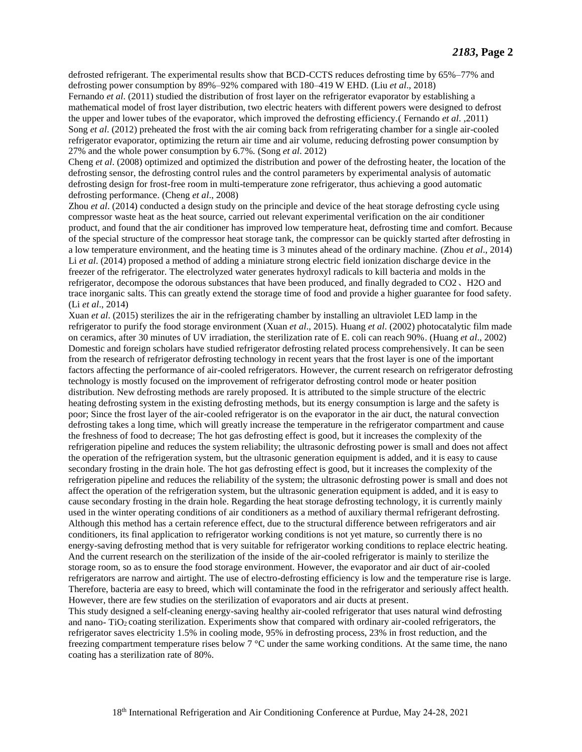defrosted refrigerant. The experimental results show that BCD-CCTS reduces defrosting time by 65%–77% and defrosting power consumption by 89%–92% compared with 180–419 W EHD. (Liu *et al*., 2018)

Fernando *et al*. (2011) studied the distribution of frost layer on the refrigerator evaporator by establishing a mathematical model of frost layer distribution, two electric heaters with different powers were designed to defrost the upper and lower tubes of the evaporator, which improved the defrosting efficiency.( Fernando *et al*. ,2011)

Song *et al*. (2012) preheated the frost with the air coming back from refrigerating chamber for a single air-cooled refrigerator evaporator, optimizing the return air time and air volume, reducing defrosting power consumption by 27% and the whole power consumption by 6.7%. (Song *et al*. 2012)

Cheng *et al*. (2008) optimized and optimized the distribution and power of the defrosting heater, the location of the defrosting sensor, the defrosting control rules and the control parameters by experimental analysis of automatic defrosting design for frost-free room in multi-temperature zone refrigerator, thus achieving a good automatic defrosting performance. (Cheng *et al*., 2008)

Zhou *et al*. (2014) conducted a design study on the principle and device of the heat storage defrosting cycle using compressor waste heat as the heat source, carried out relevant experimental verification on the air conditioner product, and found that the air conditioner has improved low temperature heat, defrosting time and comfort. Because of the special structure of the compressor heat storage tank, the compressor can be quickly started after defrosting in a low temperature environment, and the heating time is 3 minutes ahead of the ordinary machine. (Zhou *et al*., 2014)

Li *et al*. (2014) proposed a method of adding a miniature strong electric field ionization discharge device in the freezer of the refrigerator. The electrolyzed water generates hydroxyl radicals to kill bacteria and molds in the refrigerator, decompose the odorous substances that have been produced, and finally degraded to CO2、H2O and trace inorganic salts. This can greatly extend the storage time of food and provide a higher guarantee for food safety. (Li *et al*., 2014)

Xuan *et al*. (2015) sterilizes the air in the refrigerating chamber by installing an ultraviolet LED lamp in the refrigerator to purify the food storage environment (Xuan *et al*., 2015). Huang *et al*. (2002) photocatalytic film made on ceramics, after 30 minutes of UV irradiation, the sterilization rate of E. coli can reach 90%. (Huang *et al*., 2002)

Domestic and foreign scholars have studied refrigerator defrosting related process comprehensively. It can be seen from the research of refrigerator defrosting technology in recent years that the frost layer is one of the important factors affecting the performance of air-cooled refrigerators. However, the current research on refrigerator defrosting technology is mostly focused on the improvement of refrigerator defrosting control mode or heater position distribution. New defrosting methods are rarely proposed. It is attributed to the simple structure of the electric heating defrosting system in the existing defrosting methods, but its energy consumption is large and the safety is poor; Since the frost layer of the air-cooled refrigerator is on the evaporator in the air duct, the natural convection defrosting takes a long time, which will greatly increase the temperature in the refrigerator compartment and cause the freshness of food to decrease; The hot gas defrosting effect is good, but it increases the complexity of the refrigeration pipeline and reduces the system reliability; the ultrasonic defrosting power is small and does not affect the operation of the refrigeration system, but the ultrasonic generation equipment is added, and it is easy to cause secondary frosting in the drain hole. The hot gas defrosting effect is good, but it increases the complexity of the refrigeration pipeline and reduces the reliability of the system; the ultrasonic defrosting power is small and does not affect the operation of the refrigeration system, but the ultrasonic generation equipment is added, and it is easy to cause secondary frosting in the drain hole. Regarding the heat storage defrosting technology, it is currently mainly used in the winter operating conditions of air conditioners as a method of auxiliary thermal refrigerant defrosting. Although this method has a certain reference effect, due to the structural difference between refrigerators and air conditioners, its final application to refrigerator working conditions is not yet mature, so currently there is no energy-saving defrosting method that is very suitable for refrigerator working conditions to replace electric heating. And the current research on the sterilization of the inside of the air-cooled refrigerator is mainly to sterilize the storage room, so as to ensure the food storage environment. However, the evaporator and air duct of air-cooled refrigerators are narrow and airtight. The use of electro-defrosting efficiency is low and the temperature rise is large. Therefore, bacteria are easy to breed, which will contaminate the food in the refrigerator and seriously affect health. However, there are few studies on the sterilization of evaporators and air ducts at present.

This study designed a self-cleaning energy-saving healthy air-cooled refrigerator that uses natural wind defrosting and nano- $TiO_2$ coating sterilization. Experiments show that compared with ordinary air-cooled refrigerators, the refrigerator saves electricity 1.5% in cooling mode, 95% in defrosting process, 23% in frost reduction, and the freezing compartment temperature rises below 7 °C under the same working conditions. At the same time, the nano coating has a sterilization rate of 80%.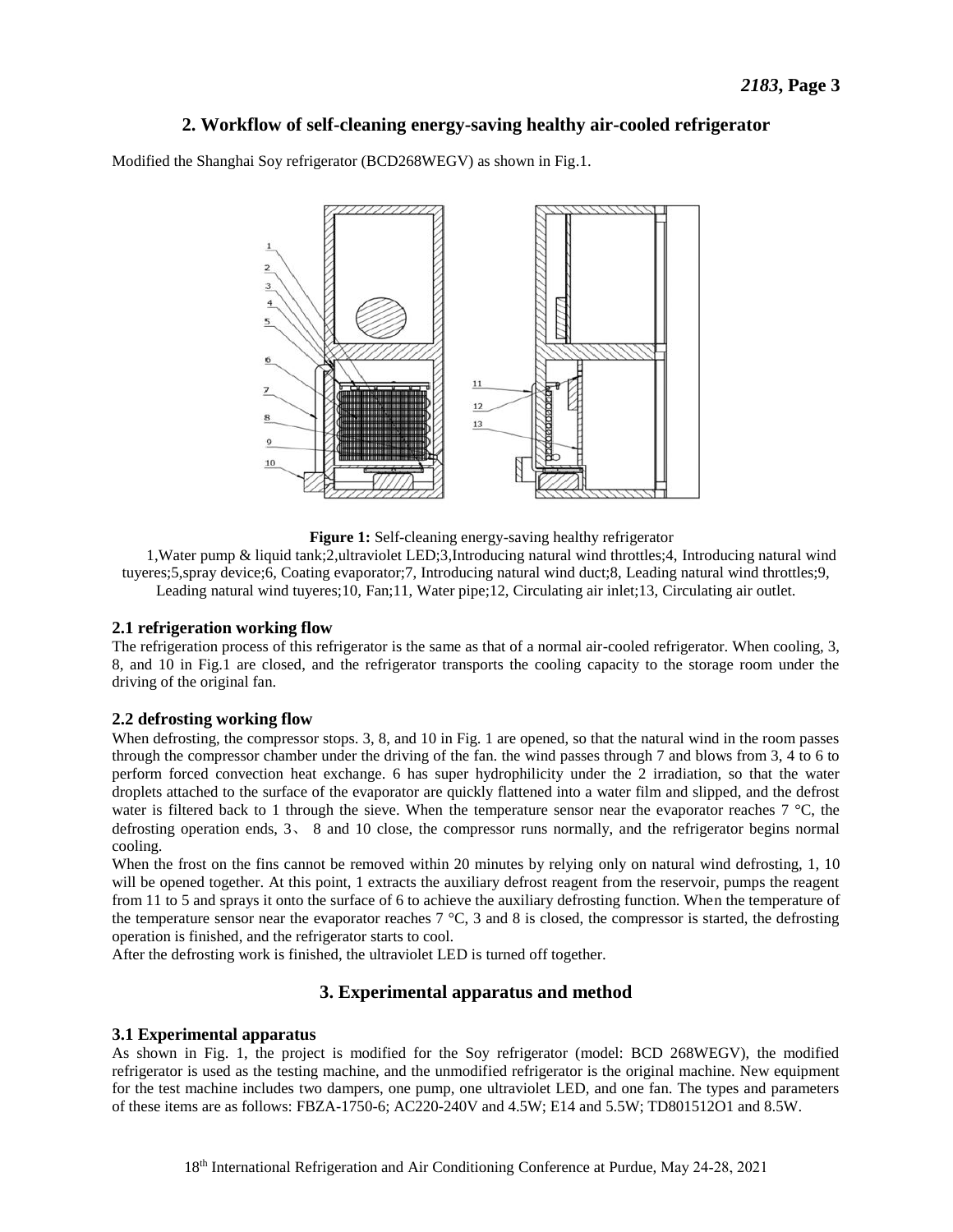## 2. Workflow of self-cleaning energy-saving healthy air-cooled refrigerator

Modified the Shanghai Soy refrigerator (BCD268WEGV) as shown in Fig.1.

**Figure 1:** Self-cleaning energy-saving healthy refrigerator

1,Water pump & liquid tank;2,ultraviolet LED;3,Introducing natural wind throttles;4, Introducing natural wind tuyeres;5,spray device;6, Coating evaporator;7, Introducing natural wind duct;8, Leading natural wind throttles;9, Leading natural wind tuyeres;10, Fan;11, Water pipe;12, Circulating air inlet;13, Circulating air outlet.

### 2.1 refrigeration working flow

The refrigeration process of this refrigerator is the same as that of a normal air-cooled refrigerator. When cooling, 3, 8, and 10 in Fig.1 are closed, and the refrigerator transports the cooling capacity to the storage room under the driving of the original fan.

### 2.2 defrosting working flow

When defrosting, the compressor stops. 3, 8, and 10 in Fig. 1 are opened, so that the natural wind in the room passes through the compressor chamber under the driving of the fan. the wind passes through 7 and blows from 3, 4 to 6 to perform forced convection heat exchange. 6 has super hydrophilicity under the 2 irradiation, so that the water droplets attached to the surface of the evaporator are quickly flattened into a water film and slipped, and the defrost water is filtered back to 1 through the sieve. When the temperature sensor near the evaporator reaches 7 °C, the defrosting operation ends, 3、 8 and 10 close, the compressor runs normally, and the refrigerator begins normal cooling.

When the frost on the fins cannot be removed within 20 minutes by relying only on natural wind defrosting, 1, 10 will be opened together. At this point, 1 extracts the auxiliary defrost reagent from the reservoir, pumps the reagent from 11 to 5 and sprays it onto the surface of 6 to achieve the auxiliary defrosting function. When the temperature of the temperature sensor near the evaporator reaches 7 °C, 3 and 8 is closed, the compressor is started, the defrosting operation is finished, and the refrigerator starts to cool.

After the defrosting work is finished, the ultraviolet LED is turned off together.

## 3. Experimental apparatus and method

### 3.1 Experimental apparatus

As shown in Fig. 1, the project is modified for the Soy refrigerator (model: BCD 268WEGV), the modified refrigerator is used as the testing machine, and the unmodified refrigerator is the original machine. New equipment for the test machine includes two dampers, one pump, one ultraviolet LED, and one fan. The types and parameters of these items are as follows: FBZA-1750-6; AC220-240V and 4.5W; E14 and 5.5W; TD801512O1 and 8.5W.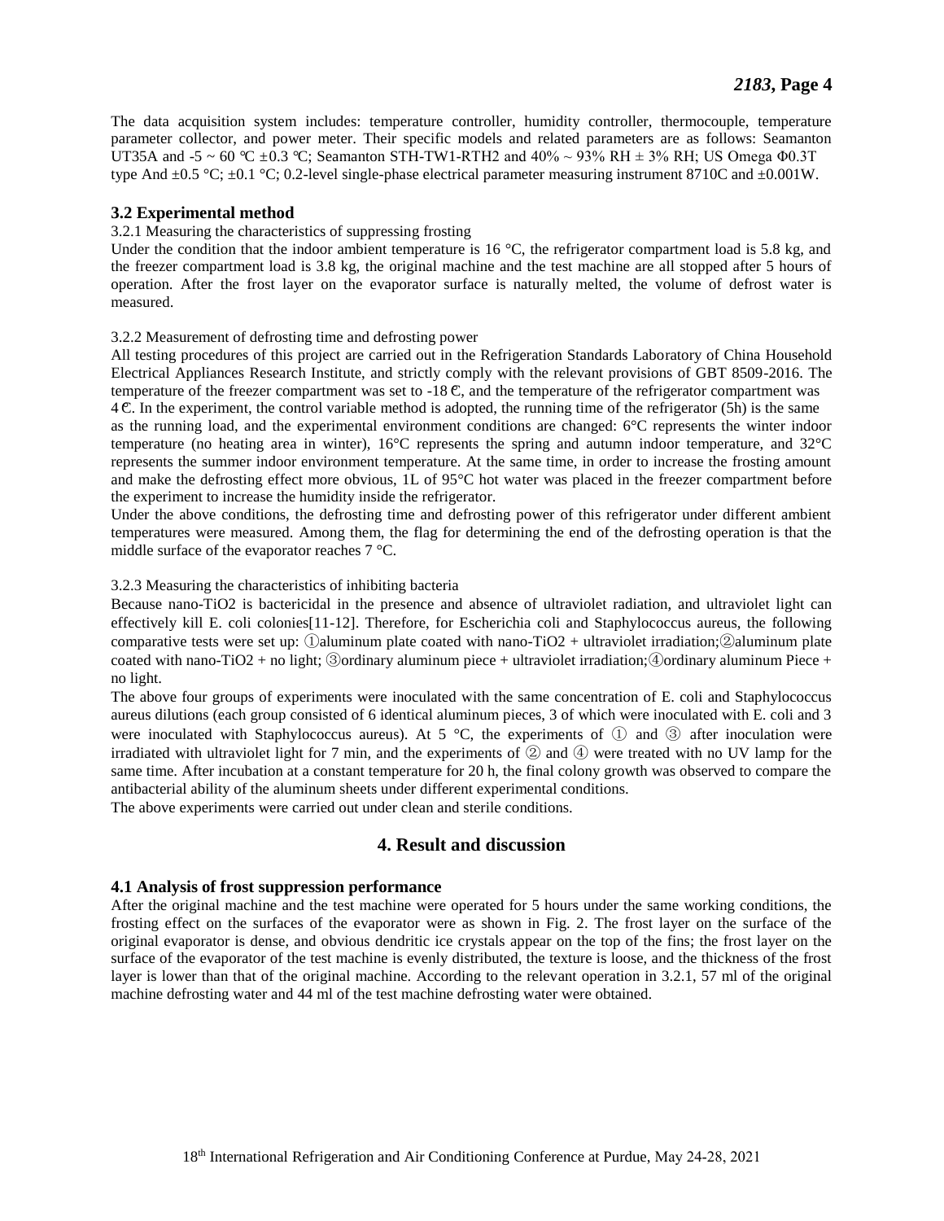The data acquisition system includes: temperature controller, humidity controller, thermocouple, temperature parameter collector, and power meter. Their specific models and related parameters are as follows: Seamanton UT35A and -5 ~ 60 ℃ ±0.3 ℃; Seamanton STH-TW1-RTH2 and 40% ~ 93% RH ± 3% RH; US Omega Φ0.3T type And ±0.5 °C; ±0.1 °C; 0.2-level single-phase electrical parameter measuring instrument 8710C and ±0.001W.

### 3.2 Experimental method

3.2.1 Measuring the characteristics of suppressing frosting

Under the condition that the indoor ambient temperature is 16 °C, the refrigerator compartment load is 5.8 kg, and the freezer compartment load is 3.8 kg, the original machine and the test machine are all stopped after 5 hours of operation. After the frost layer on the evaporator surface is naturally melted, the volume of defrost water is measured.

3.2.2 Measurement of defrosting time and defrosting power

All testing procedures of this project are carried out in the Refrigeration Standards Laboratory of China Household Electrical Appliances Research Institute, and strictly comply with the relevant provisions of GBT 8509-2016. The temperature of the freezer compartment was set to -18 ℃, and the temperature of the refrigerator compartment was 4 ℃. In the experiment, the control variable method is adopted, the running time of the refrigerator (5h) is the same as the running load, and the experimental environment conditions are changed: 6°C represents the winter indoor temperature (no heating area in winter), 16°C represents the spring and autumn indoor temperature, and 32°C represents the summer indoor environment temperature. At the same time, in order to increase the frosting amount and make the defrosting effect more obvious, 1L of 95°C hot water was placed in the freezer compartment before the experiment to increase the humidity inside the refrigerator.

Under the above conditions, the defrosting time and defrosting power of this refrigerator under different ambient temperatures were measured. Among them, the flag for determining the end of the defrosting operation is that the middle surface of the evaporator reaches 7 °C.

3.2.3 Measuring the characteristics of inhibiting bacteria

Because nano-$TiO_2$ is bactericidal in the presence and absence of ultraviolet radiation, and ultraviolet light can effectively kill E. coli colonies[11-12]. Therefore, for Escherichia coli and Staphylococcus aureus, the following comparative tests were set up: ①aluminum plate coated with nano-$TiO_2$ + ultraviolet irradiation;②aluminum plate coated with nano-$TiO_2$ + no light; ③ordinary aluminum piece + ultraviolet irradiation;④ordinary aluminum Piece + no light.

The above four groups of experiments were inoculated with the same concentration of E. coli and Staphylococcus aureus dilutions (each group consisted of 6 identical aluminum pieces, 3 of which were inoculated with E. coli and 3 were inoculated with Staphylococcus aureus). At 5 °C, the experiments of ① and ③ after inoculation were irradiated with ultraviolet light for 7 min, and the experiments of ② and ④ were treated with no UV lamp for the same time. After incubation at a constant temperature for 20 h, the final colony growth was observed to compare the antibacterial ability of the aluminum sheets under different experimental conditions.

The above experiments were carried out under clean and sterile conditions.

## 4. Result and discussion

### 4.1 Analysis of frost suppression performance

After the original machine and the test machine were operated for 5 hours under the same working conditions, the frosting effect on the surfaces of the evaporator were as shown in Fig. 2. The frost layer on the surface of the original evaporator is dense, and obvious dendritic ice crystals appear on the top of the fins; the frost layer on the surface of the evaporator of the test machine is evenly distributed, the texture is loose, and the thickness of the frost layer is lower than that of the original machine. According to the relevant operation in 3.2.1, 57 ml of the original machine defrosting water and 44 ml of the test machine defrosting water were obtained.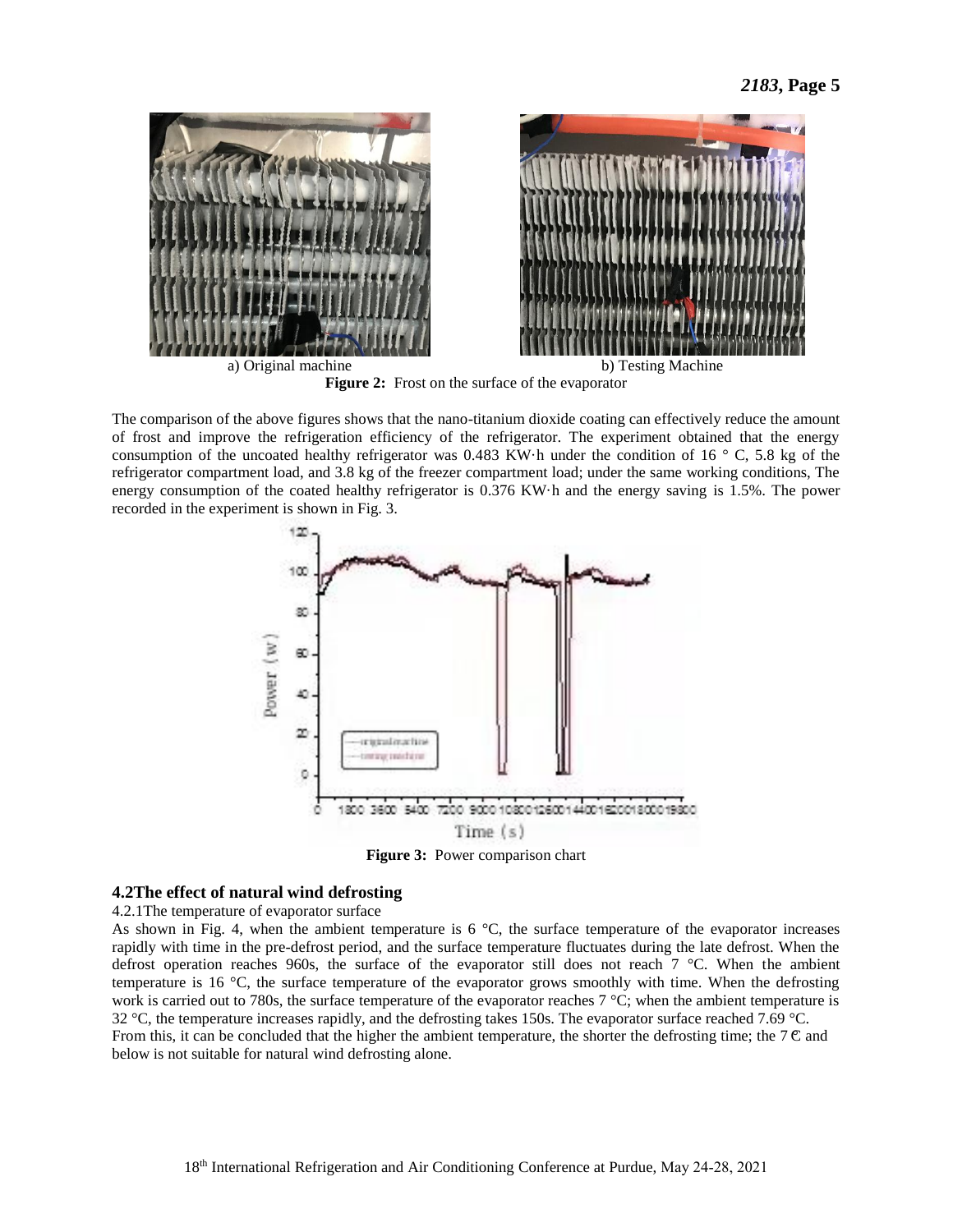a) Original machine b) Testing Machine

**Figure 2:** Frost on the surface of the evaporator

The comparison of the above figures shows that the nano-titanium dioxide coating can effectively reduce the amount of frost and improve the refrigeration efficiency of the refrigerator. The experiment obtained that the energy consumption of the uncoated healthy refrigerator was 0.483 KW·h under the condition of 16 ° C, 5.8 kg of the refrigerator compartment load, and 3.8 kg of the freezer compartment load; under the same working conditions, The energy consumption of the coated healthy refrigerator is 0.376 KW·h and the energy saving is 1.5%. The power recorded in the experiment is shown in Fig. 3.

**Figure 3:** Power comparison chart

## 4.2The effect of natural wind defrosting

### 4.2.1The temperature of evaporator surface

As shown in Fig. 4, when the ambient temperature is 6 °C, the surface temperature of the evaporator increases rapidly with time in the pre-defrost period, and the surface temperature fluctuates during the late defrost. When the defrost operation reaches 960s, the surface of the evaporator still does not reach 7 °C. When the ambient temperature is 16 °C, the surface temperature of the evaporator grows smoothly with time. When the defrosting work is carried out to 780s, the surface temperature of the evaporator reaches 7 °C; when the ambient temperature is 32 °C, the temperature increases rapidly, and the defrosting takes 150s. The evaporator surface reached 7.69 °C. From this, it can be concluded that the higher the ambient temperature, the shorter the defrosting time; the 7℃ and below is not suitable for natural wind defrosting alone.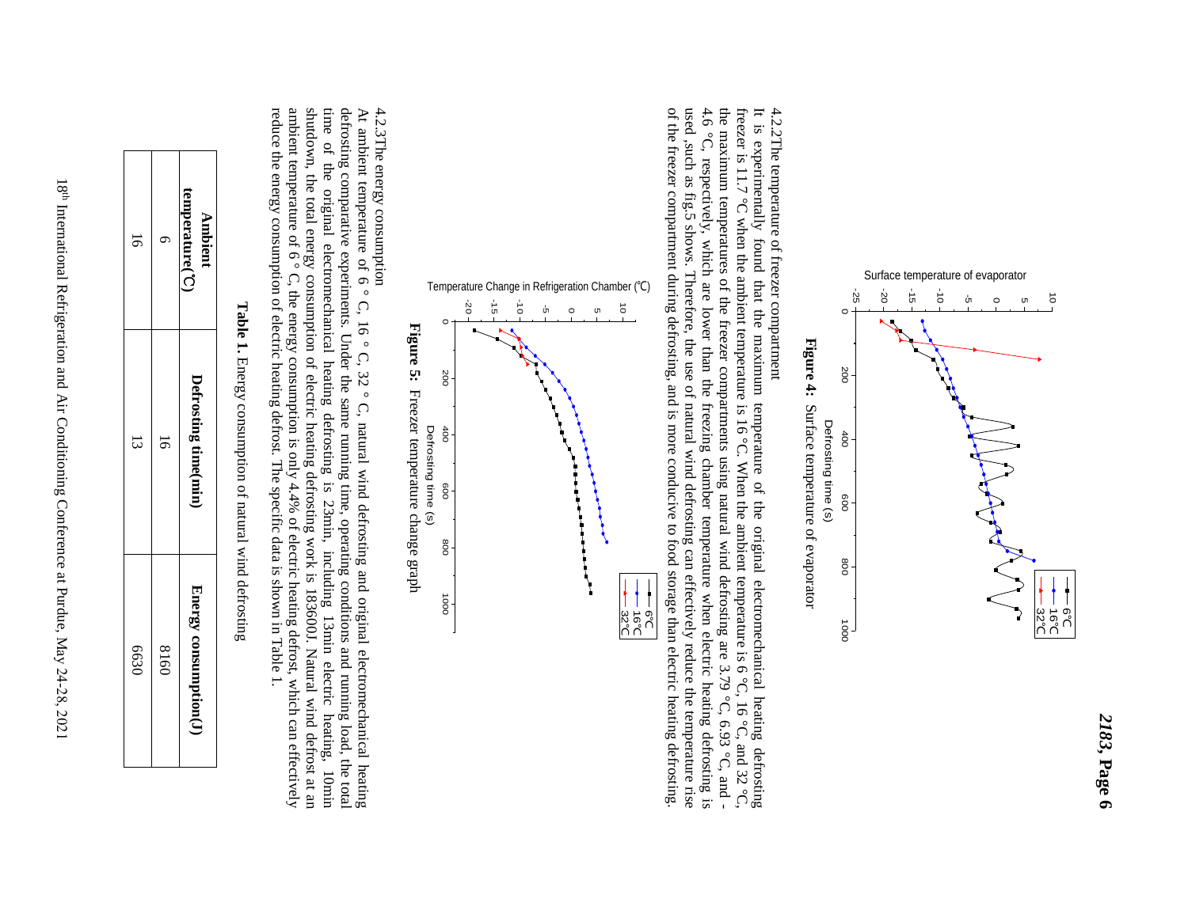Figure 4: Surface temperature of evaporator

4.2.2The temperature of freezer compartment

It is experimentally found that the maximum temperature of the original electromechanical heating defrosting freezer is 11.7 °C when the ambient temperature is 16 °C. When the ambient temperature is 6 °C, 16 °C, and 32 °C, the maximum temperatures of the freezer compartments using natural wind defrosting are 3.79 °C, 6.93 °C, and -4.6 °C, respectively, which are lower than the freezing chamber temperature when electric heating defrosting is used ,such as fig.5 shows. Therefore, the use of natural wind defrosting can effectively reduce the temperature rise of the freezer compartment during defrosting, and is more conducive to food storage than electric heating defrosting.

Figure 5: Freezer temperature change graph

4.2.3The energy consumption

At ambient temperature of 6 ° C, 16 ° C, 32 ° C, natural wind defrosting and original electromechanical heating defrosting comparative experiments. Under the same running time, operating conditions and running load, the total time of the original electromechanical heating defrosting is 23min, including 13min electric heating, 10min shutdown, the total energy consumption of electric heating defrosting work is 183600J. Natural wind defrost at an ambient temperature of 6 ° C, the energy consumption is only 4.4% of electric heating defrost, which can effectively reduce the energy consumption of electric heating defrost. The specific data is shown in Table 1.

**Table 1.** Energy consumption of natural wind defrosting

| Ambient temperature(℃) | Defrosting time(min) | Energy consumption(J) |
|---|---|---|
| 6 | 16 | 8160 |
| 16 | 13 | 6630 |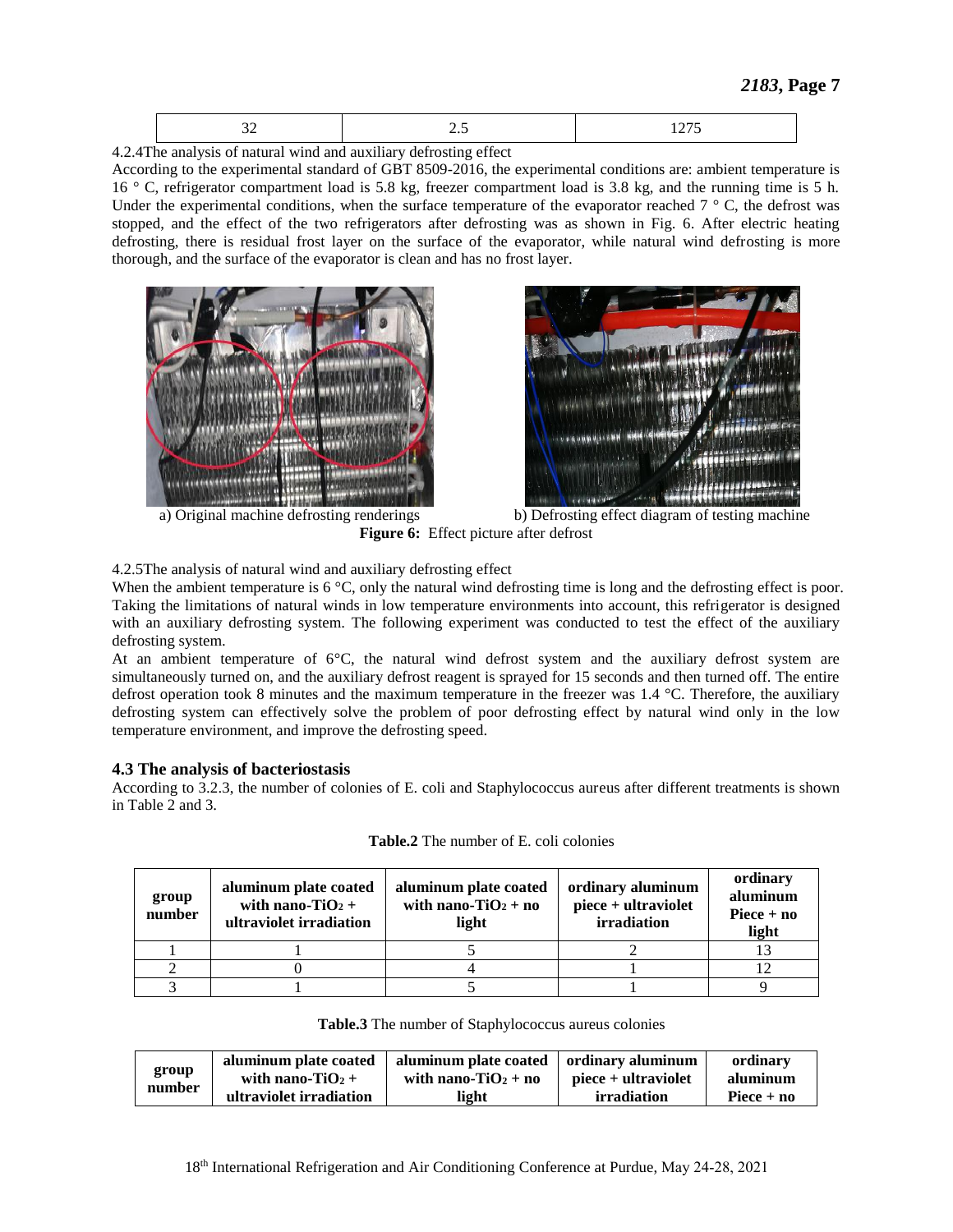| 32 | 2.5 | 1275 |
|---|---|---|

4.2.4The analysis of natural wind and auxiliary defrosting effect

According to the experimental standard of GBT 8509-2016, the experimental conditions are: ambient temperature is 16 ° C, refrigerator compartment load is 5.8 kg, freezer compartment load is 3.8 kg, and the running time is 5 h. Under the experimental conditions, when the surface temperature of the evaporator reached 7 ° C, the defrost was stopped, and the effect of the two refrigerators after defrosting was as shown in Fig. 6. After electric heating defrosting, there is residual frost layer on the surface of the evaporator, while natural wind defrosting is more thorough, and the surface of the evaporator is clean and has no frost layer.

a) Original machine defrosting renderings b) Defrosting effect diagram of testing machine

**Figure 6:** Effect picture after defrost

4.2.5The analysis of natural wind and auxiliary defrosting effect

When the ambient temperature is 6 °C, only the natural wind defrosting time is long and the defrosting effect is poor. Taking the limitations of natural winds in low temperature environments into account, this refrigerator is designed with an auxiliary defrosting system. The following experiment was conducted to test the effect of the auxiliary defrosting system.

At an ambient temperature of 6°C, the natural wind defrost system and the auxiliary defrost system are simultaneously turned on, and the auxiliary defrost reagent is sprayed for 15 seconds and then turned off. The entire defrost operation took 8 minutes and the maximum temperature in the freezer was 1.4 °C. Therefore, the auxiliary defrosting system can effectively solve the problem of poor defrosting effect by natural wind only in the low temperature environment, and improve the defrosting speed.

### 4.3 The analysis of bacteriostasis

According to 3.2.3, the number of colonies of E. coli and Staphylococcus aureus after different treatments is shown in Table 2 and 3.

**Table.2** The number of E. coli colonies

| group number | aluminum plate coated with nano-$TiO_2$ + ultraviolet irradiation | aluminum plate coated with nano-$TiO_2$ + no light | ordinary aluminum piece + ultraviolet irradiation | ordinary aluminum Piece + no light |
|---|---|---|---|---|
| 1 | 1 | 5 | 2 | 13 |
| 2 | 0 | 4 | 1 | 12 |
| 3 | 1 | 5 | 1 | 9 |

**Table.3** The number of Staphylococcus aureus colonies

| group number | aluminum plate coated with nano-$TiO_2$ + ultraviolet irradiation | aluminum plate coated with nano-$TiO_2$ + no light | ordinary aluminum piece + ultraviolet irradiation | ordinary aluminum Piece + no |
|---|---|---|---|---|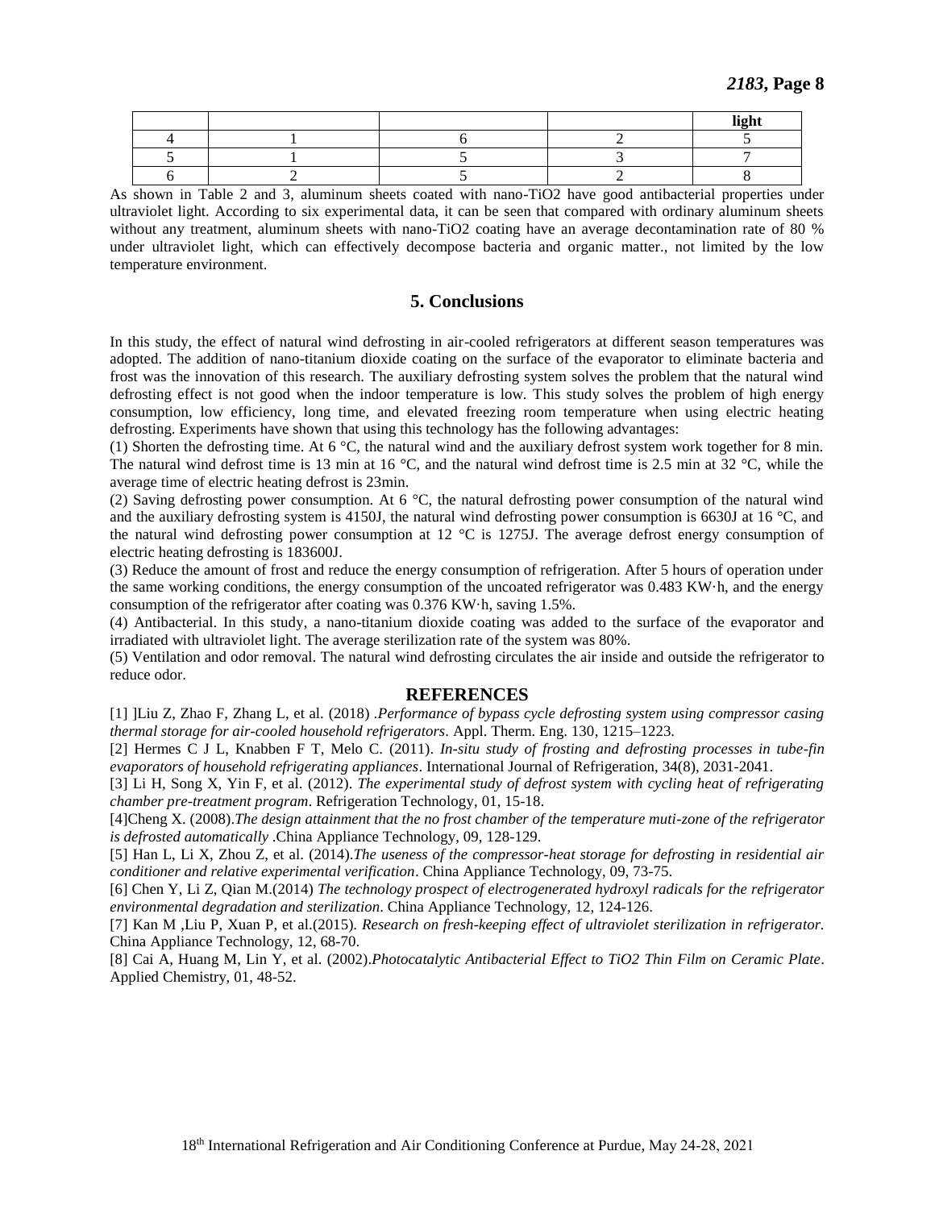| | | | | light |
| --- | --- | --- | --- | --- |
| 4 | 1 | 6 | 2 | 5 |
| 5 | 1 | 5 | 3 | 7 |
| 6 | 2 | 5 | 2 | 8 |

As shown in Table 2 and 3, aluminum sheets coated with nano-$TiO_2$ have good antibacterial properties under ultraviolet light. According to six experimental data, it can be seen that compared with ordinary aluminum sheets without any treatment, aluminum sheets with nano-$TiO_2$ coating have an average decontamination rate of 80 % under ultraviolet light, which can effectively decompose bacteria and organic matter., not limited by the low temperature environment.

## 5. Conclusions

In this study, the effect of natural wind defrosting in air-cooled refrigerators at different season temperatures was adopted. The addition of nano-titanium dioxide coating on the surface of the evaporator to eliminate bacteria and frost was the innovation of this research. The auxiliary defrosting system solves the problem that the natural wind defrosting effect is not good when the indoor temperature is low. This study solves the problem of high energy consumption, low efficiency, long time, and elevated freezing room temperature when using electric heating defrosting. Experiments have shown that using this technology has the following advantages:

(1) Shorten the defrosting time. At 6 °C, the natural wind and the auxiliary defrost system work together for 8 min. The natural wind defrost time is 13 min at 16 °C, and the natural wind defrost time is 2.5 min at 32 °C, while the average time of electric heating defrost is 23min.

(2) Saving defrosting power consumption. At 6 °C, the natural defrosting power consumption of the natural wind and the auxiliary defrosting system is 4150J, the natural wind defrosting power consumption is 6630J at 16 °C, and the natural wind defrosting power consumption at 12 °C is 1275J. The average defrost energy consumption of electric heating defrosting is 183600J.

(3) Reduce the amount of frost and reduce the energy consumption of refrigeration. After 5 hours of operation under the same working conditions, the energy consumption of the uncoated refrigerator was 0.483 KW·h, and the energy consumption of the refrigerator after coating was 0.376 KW·h, saving 1.5%.

(4) Antibacterial. In this study, a nano-titanium dioxide coating was added to the surface of the evaporator and irradiated with ultraviolet light. The average sterilization rate of the system was 80%.

(5) Ventilation and odor removal. The natural wind defrosting circulates the air inside and outside the refrigerator to reduce odor.

## REFERENCES

[1] ]Liu Z, Zhao F, Zhang L, et al. (2018) .*Performance of bypass cycle defrosting system using compressor casing thermal storage for air-cooled household refrigerators*. Appl. Therm. Eng. 130, 1215–1223.

[2] Hermes C J L, Knabben F T, Melo C. (2011). *In-situ study of frosting and defrosting processes in tube-fin evaporators of household refrigerating appliances*. International Journal of Refrigeration, 34(8), 2031-2041.

[3] Li H, Song X, Yin F, et al. (2012). *The experimental study of defrost system with cycling heat of refrigerating chamber pre-treatment program*. Refrigeration Technology, 01, 15-18.

[4]Cheng X. (2008).*The design attainment that the no frost chamber of the temperature muti-zone of the refrigerator is defrosted automatically* .China Appliance Technology, 09, 128-129.

[5] Han L, Li X, Zhou Z, et al. (2014).*The useness of the compressor-heat storage for defrosting in residential air conditioner and relative experimental verification*. China Appliance Technology, 09, 73-75.

[6] Chen Y, Li Z, Qian M.(2014) *The technology prospect of electrogenerated hydroxyl radicals for the refrigerator environmental degradation and sterilization*. China Appliance Technology, 12, 124-126.

[7] Kan M ,Liu P, Xuan P, et al.(2015). *Research on fresh-keeping effect of ultraviolet sterilization in refrigerator.* China Appliance Technology, 12, 68-70.

[8] Cai A, Huang M, Lin Y, et al. (2002).*Photocatalytic Antibacterial Effect to TiO2 Thin Film on Ceramic Plate*. Applied Chemistry, 01, 48-52.